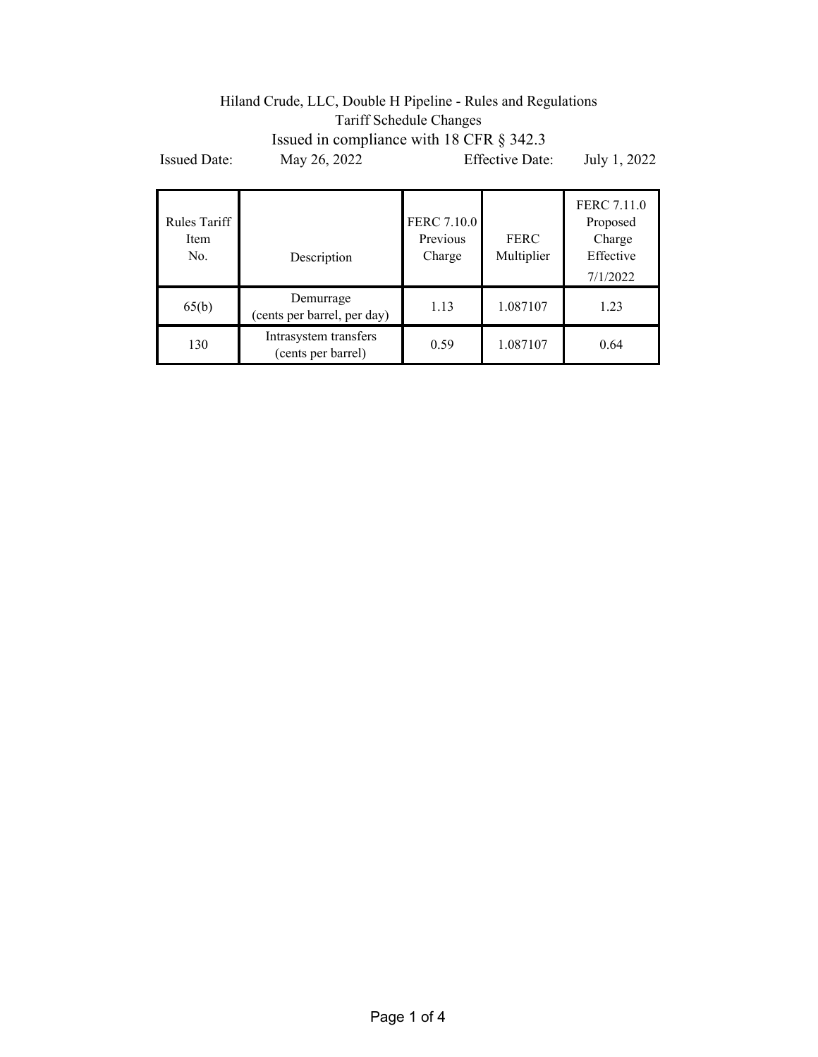Hiland Crude, LLC, Double H Pipeline - Rules and Regulations

Tariff Schedule Changes

Issued in compliance with 18 CFR § 342.3

Issued Date: May 26, 2022 Effective Date: July 1, 2022

| Rules Tariff Item No. | Description | FERC 7.10.0 Previous Charge | FERC Multiplier | FERC 7.11.0 Proposed Charge Effective 7/1/2022 |
|---|---|---|---|---|
| 65(b) | Demurrage (cents per barrel, per day) | 1.13 | 1.087107 | 1.23 |
| 130 | Intrasystem transfers (cents per barrel) | 0.59 | 1.087107 | 0.64 |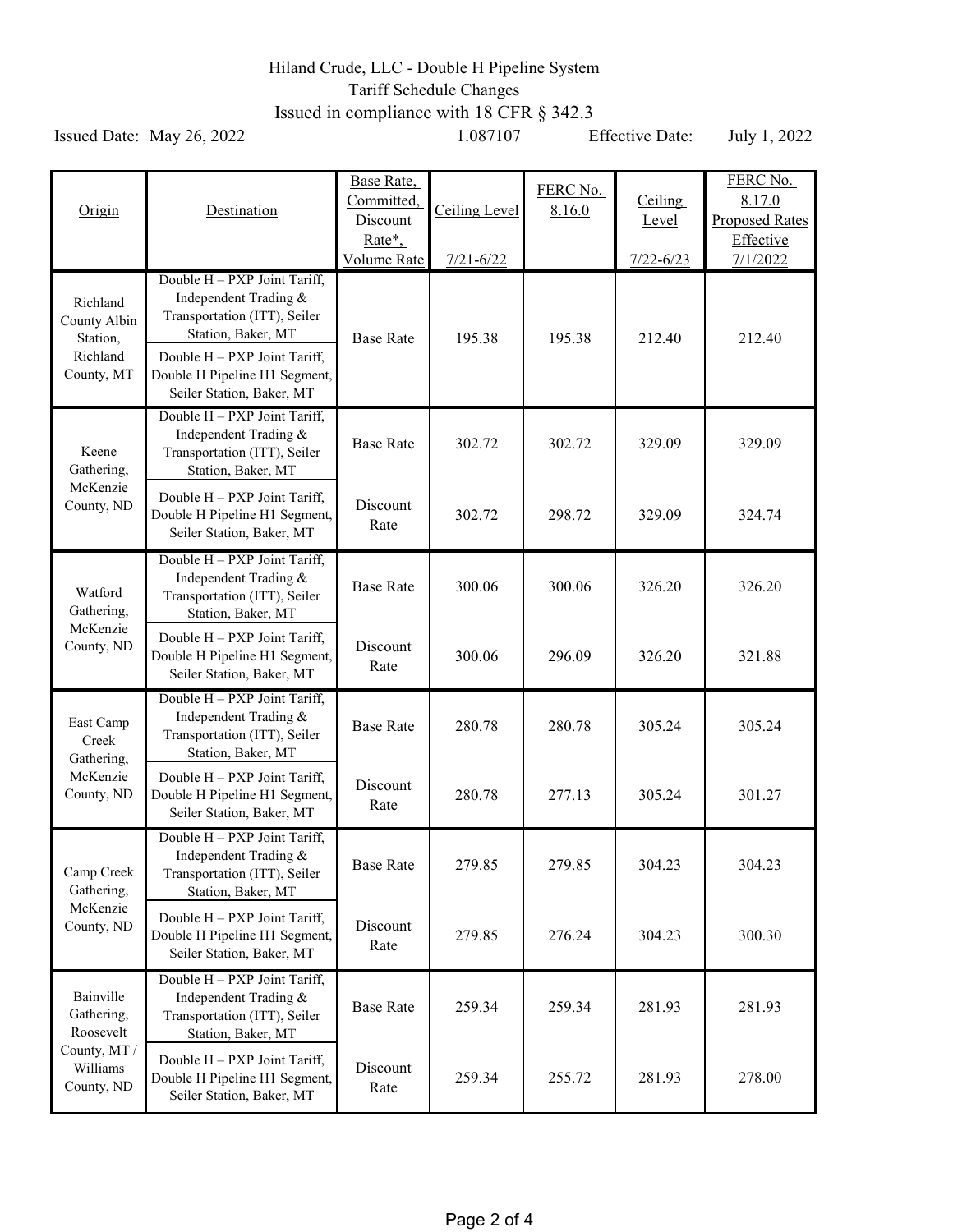Hiland Crude, LLC - Double H Pipeline System

Tariff Schedule Changes

Issued in compliance with 18 CFR § 342.3

Issued Date: May 26, 2022 1.087107 Effective Date: July 1, 2022

| Origin | Destination | Base Rate, Committed, Discount Rate*, Volume Rate | Ceiling Level 7/21-6/22 | FERC No. 8.16.0 | Ceiling Level 7/22-6/23 | FERC No. 8.17.0 Proposed Rates Effective 7/1/2022 |
|---|---|---|---|---|---|---|
| Richland County Albin Station, Richland County, MT | Double H – PXP Joint Tariff, Independent Trading & Transportation (ITT), Seiler Station, Baker, MT | Base Rate | 195.38 | 195.38 | 212.40 | 212.40 |
| | Double H – PXP Joint Tariff, Double H Pipeline H1 Segment, Seiler Station, Baker, MT | | | | | |
| Keene Gathering, McKenzie County, ND | Double H – PXP Joint Tariff, Independent Trading & Transportation (ITT), Seiler Station, Baker, MT | Base Rate | 302.72 | 302.72 | 329.09 | 329.09 |
| | Double H – PXP Joint Tariff, Double H Pipeline H1 Segment, Seiler Station, Baker, MT | Discount Rate | 302.72 | 298.72 | 329.09 | 324.74 |
| Watford Gathering, McKenzie County, ND | Double H – PXP Joint Tariff, Independent Trading & Transportation (ITT), Seiler Station, Baker, MT | Base Rate | 300.06 | 300.06 | 326.20 | 326.20 |
| | Double H – PXP Joint Tariff, Double H Pipeline H1 Segment, Seiler Station, Baker, MT | Discount Rate | 300.06 | 296.09 | 326.20 | 321.88 |
| East Camp Creek Gathering, McKenzie County, ND | Double H – PXP Joint Tariff, Independent Trading & Transportation (ITT), Seiler Station, Baker, MT | Base Rate | 280.78 | 280.78 | 305.24 | 305.24 |
| | Double H – PXP Joint Tariff, Double H Pipeline H1 Segment, Seiler Station, Baker, MT | Discount Rate | 280.78 | 277.13 | 305.24 | 301.27 |
| Camp Creek Gathering, McKenzie County, ND | Double H – PXP Joint Tariff, Independent Trading & Transportation (ITT), Seiler Station, Baker, MT | Base Rate | 279.85 | 279.85 | 304.23 | 304.23 |
| | Double H – PXP Joint Tariff, Double H Pipeline H1 Segment, Seiler Station, Baker, MT | Discount Rate | 279.85 | 276.24 | 304.23 | 300.30 |
| Bainville Gathering, Roosevelt County, MT / Williams County, ND | Double H – PXP Joint Tariff, Independent Trading & Transportation (ITT), Seiler Station, Baker, MT | Base Rate | 259.34 | 259.34 | 281.93 | 281.93 |
| | Double H – PXP Joint Tariff, Double H Pipeline H1 Segment, Seiler Station, Baker, MT | Discount Rate | 259.34 | 255.72 | 281.93 | 278.00 |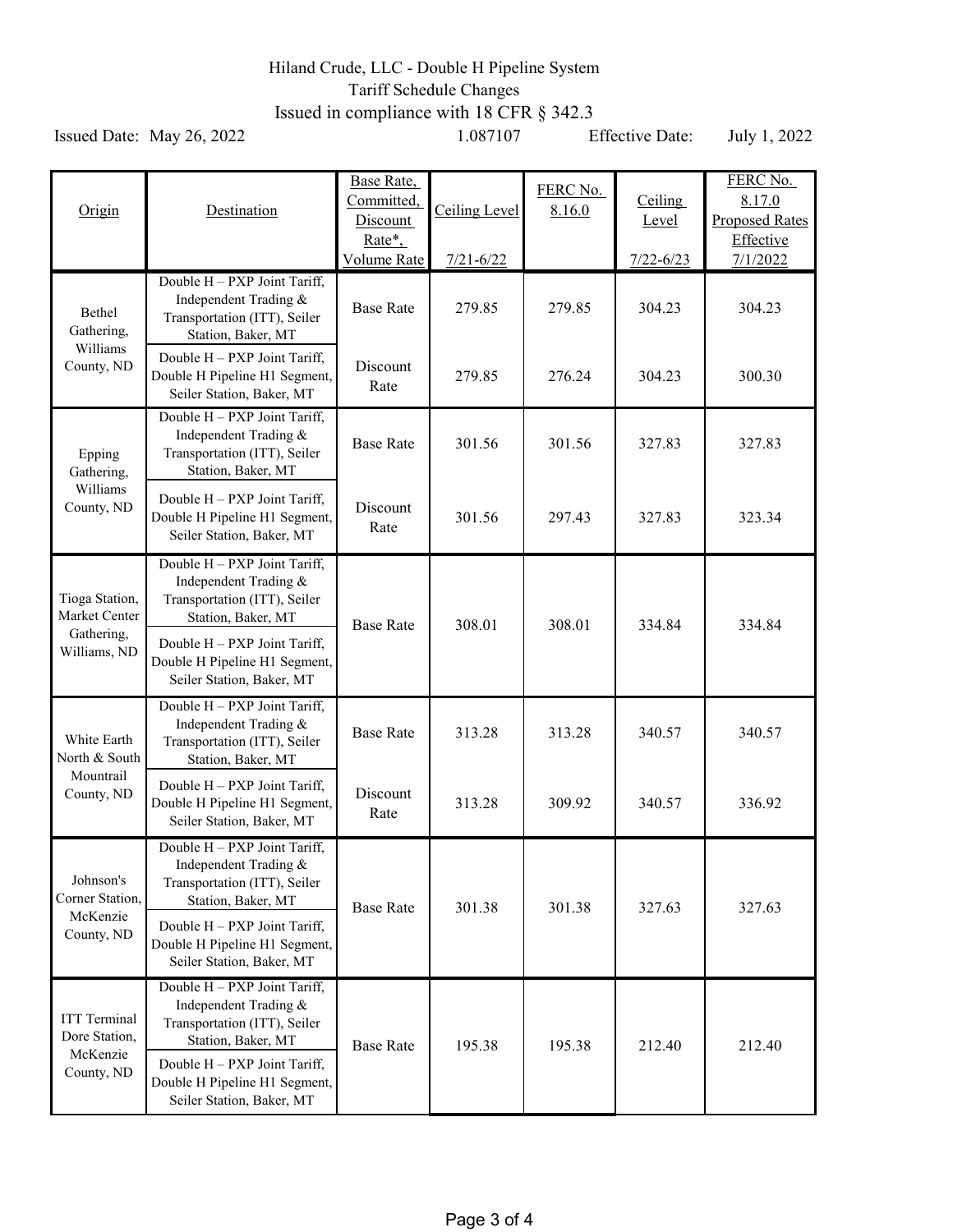Hiland Crude, LLC - Double H Pipeline System

Tariff Schedule Changes

Issued in compliance with 18 CFR § 342.3

Issued Date: May 26, 2022 1.087107 Effective Date: July 1, 2022

| Origin | Destination | Base Rate, Committed, Discount Rate*, Volume Rate | Ceiling Level 7/21-6/22 | FERC No. 8.16.0 | Ceiling Level 7/22-6/23 | FERC No. 8.17.0 Proposed Rates Effective 7/1/2022 |
|---|---|---|---|---|---|---|
| Bethel Gathering, Williams County, ND | Double H – PXP Joint Tariff, Independent Trading & Transportation (ITT), Seiler Station, Baker, MT | Base Rate | 279.85 | 279.85 | 304.23 | 304.23 |
| | Double H – PXP Joint Tariff, Double H Pipeline H1 Segment, Seiler Station, Baker, MT | Discount Rate | 279.85 | 276.24 | 304.23 | 300.30 |
| Epping Gathering, Williams County, ND | Double H – PXP Joint Tariff, Independent Trading & Transportation (ITT), Seiler Station, Baker, MT | Base Rate | 301.56 | 301.56 | 327.83 | 327.83 |
| | Double H – PXP Joint Tariff, Double H Pipeline H1 Segment, Seiler Station, Baker, MT | Discount Rate | 301.56 | 297.43 | 327.83 | 323.34 |
| Tioga Station, Market Center Gathering, Williams, ND | Double H – PXP Joint Tariff, Independent Trading & Transportation (ITT), Seiler Station, Baker, MT<br>Double H – PXP Joint Tariff, Double H Pipeline H1 Segment, Seiler Station, Baker, MT | Base Rate | 308.01 | 308.01 | 334.84 | 334.84 |
| White Earth North & South Mountrail County, ND | Double H – PXP Joint Tariff, Independent Trading & Transportation (ITT), Seiler Station, Baker, MT | Base Rate | 313.28 | 313.28 | 340.57 | 340.57 |
| | Double H – PXP Joint Tariff, Double H Pipeline H1 Segment, Seiler Station, Baker, MT | Discount Rate | 313.28 | 309.92 | 340.57 | 336.92 |
| Johnson's Corner Station, McKenzie County, ND | Double H – PXP Joint Tariff, Independent Trading & Transportation (ITT), Seiler Station, Baker, MT<br>Double H – PXP Joint Tariff, Double H Pipeline H1 Segment, Seiler Station, Baker, MT | Base Rate | 301.38 | 301.38 | 327.63 | 327.63 |
| ITT Terminal Dore Station, McKenzie County, ND | Double H – PXP Joint Tariff, Independent Trading & Transportation (ITT), Seiler Station, Baker, MT<br>Double H – PXP Joint Tariff, Double H Pipeline H1 Segment, Seiler Station, Baker, MT | Base Rate | 195.38 | 195.38 | 212.40 | 212.40 |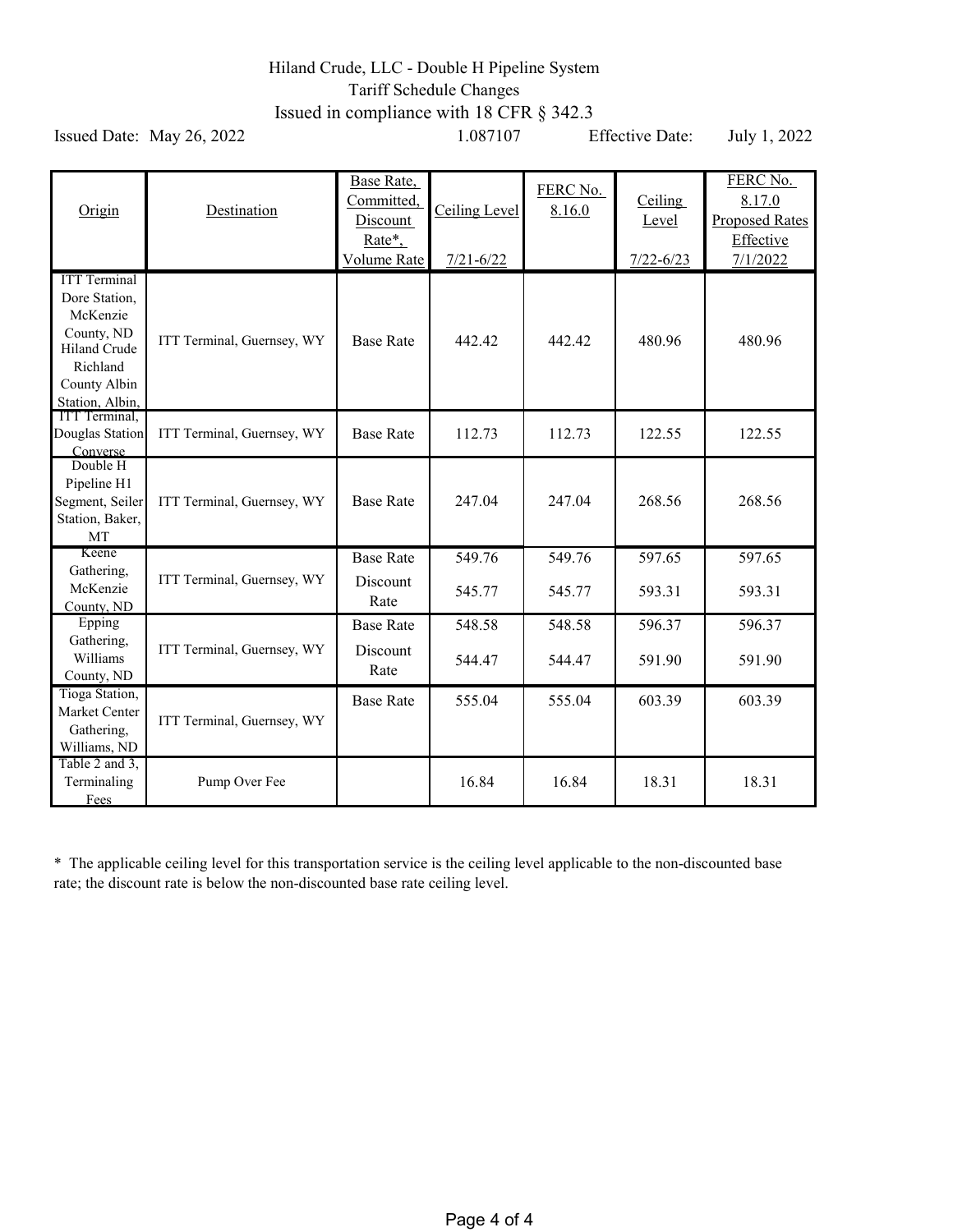Hiland Crude, LLC - Double H Pipeline System

Tariff Schedule Changes

Issued in compliance with 18 CFR § 342.3

Issued Date: May 26, 2022 1.087107 Effective Date: July 1, 2022

| Origin | Destination | Base Rate, Committed, Discount Rate*, Volume Rate | Ceiling Level 7/21-6/22 | FERC No. 8.16.0 | Ceiling Level 7/22-6/23 | FERC No. 8.17.0 Proposed Rates Effective 7/1/2022 |
|---|---|---|---|---|---|---|
| ITT Terminal Dore Station, McKenzie County, ND Hiland Crude Richland County Albin Station, Albin, | ITT Terminal, Guernsey, WY | Base Rate | 442.42 | 442.42 | 480.96 | 480.96 |
| ITT Terminal, Douglas Station Converse | ITT Terminal, Guernsey, WY | Base Rate | 112.73 | 112.73 | 122.55 | 122.55 |
| Double H Pipeline H1 Segment, Seiler Station, Baker, MT | ITT Terminal, Guernsey, WY | Base Rate | 247.04 | 247.04 | 268.56 | 268.56 |
| Keene Gathering, McKenzie County, ND | ITT Terminal, Guernsey, WY | Base Rate | 549.76 | 549.76 | 597.65 | 597.65 |
| | | Discount Rate | 545.77 | 545.77 | 593.31 | 593.31 |
| Epping Gathering, Williams County, ND | ITT Terminal, Guernsey, WY | Base Rate | 548.58 | 548.58 | 596.37 | 596.37 |
| | | Discount Rate | 544.47 | 544.47 | 591.90 | 591.90 |
| Tioga Station, Market Center Gathering, Williams, ND | ITT Terminal, Guernsey, WY | Base Rate | 555.04 | 555.04 | 603.39 | 603.39 |
| Table 2 and 3, Terminaling Fees | Pump Over Fee | | 16.84 | 16.84 | 18.31 | 18.31 |

* The applicable ceiling level for this transportation service is the ceiling level applicable to the non-discounted base rate; the discount rate is below the non-discounted base rate ceiling level.